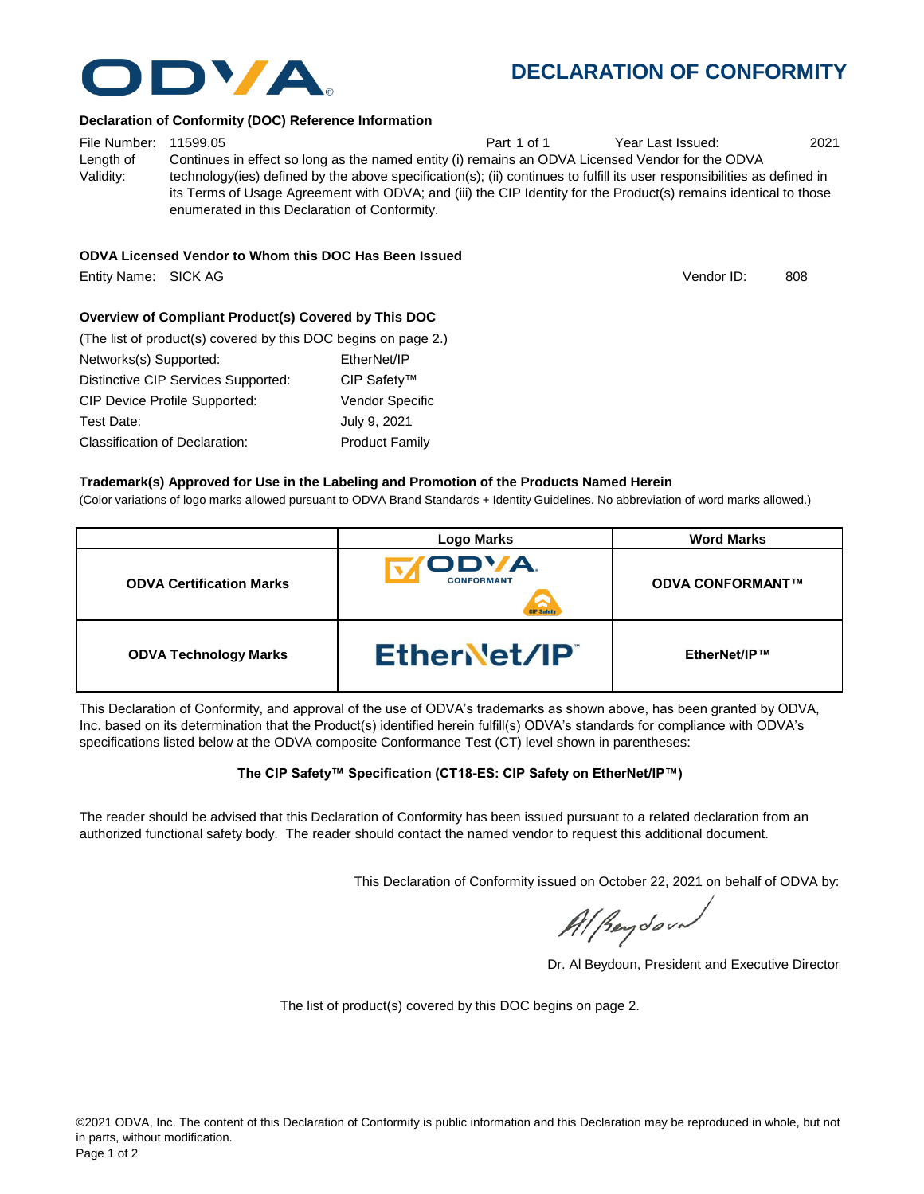# ODVA

## DECLARATION OF CONFORMITY

**Declaration of Conformity (DOC) Reference Information**

File Number: 11599.05 Part 1 of 1 Year Last Issued: 2021

Length of Validity: Continues in effect so long as the named entity (i) remains an ODVA Licensed Vendor for the ODVA technology(ies) defined by the above specification(s); (ii) continues to fulfill its user responsibilities as defined in its Terms of Usage Agreement with ODVA; and (iii) the CIP Identity for the Product(s) remains identical to those enumerated in this Declaration of Conformity.

**ODVA Licensed Vendor to Whom this DOC Has Been Issued**

Entity Name: SICK AG Vendor ID: 808

**Overview of Compliant Product(s) Covered by This DOC**

(The list of product(s) covered by this DOC begins on page 2.)

| | |
|---|---|
| Networks(s) Supported: | EtherNet/IP |
| Distinctive CIP Services Supported: | CIP Safety™ |
| CIP Device Profile Supported: | Vendor Specific |
| Test Date: | July 9, 2021 |
| Classification of Declaration: | Product Family |

**Trademark(s) Approved for Use in the Labeling and Promotion of the Products Named Herein**

(Color variations of logo marks allowed pursuant to ODVA Brand Standards + Identity Guidelines. No abbreviation of word marks allowed.)

| | Logo Marks | Word Marks |
|---|---|---|
| **ODVA Certification Marks** | ODVA CONFORMANT CIP Safety | **ODVA CONFORMANT™** |
| **ODVA Technology Marks** | EtherNet/IP™ | **EtherNet/IP™** |

This Declaration of Conformity, and approval of the use of ODVA's trademarks as shown above, has been granted by ODVA, Inc. based on its determination that the Product(s) identified herein fulfill(s) ODVA's standards for compliance with ODVA's specifications listed below at the ODVA composite Conformance Test (CT) level shown in parentheses:

**The CIP Safety™ Specification (CT18-ES: CIP Safety on EtherNet/IP™)**

The reader should be advised that this Declaration of Conformity has been issued pursuant to a related declaration from an authorized functional safety body. The reader should contact the named vendor to request this additional document.

This Declaration of Conformity issued on October 22, 2021 on behalf of ODVA by:

Dr. Al Beydoun, President and Executive Director

The list of product(s) covered by this DOC begins on page 2.

©2021 ODVA, Inc. The content of this Declaration of Conformity is public information and this Declaration may be reproduced in whole, but not in parts, without modification.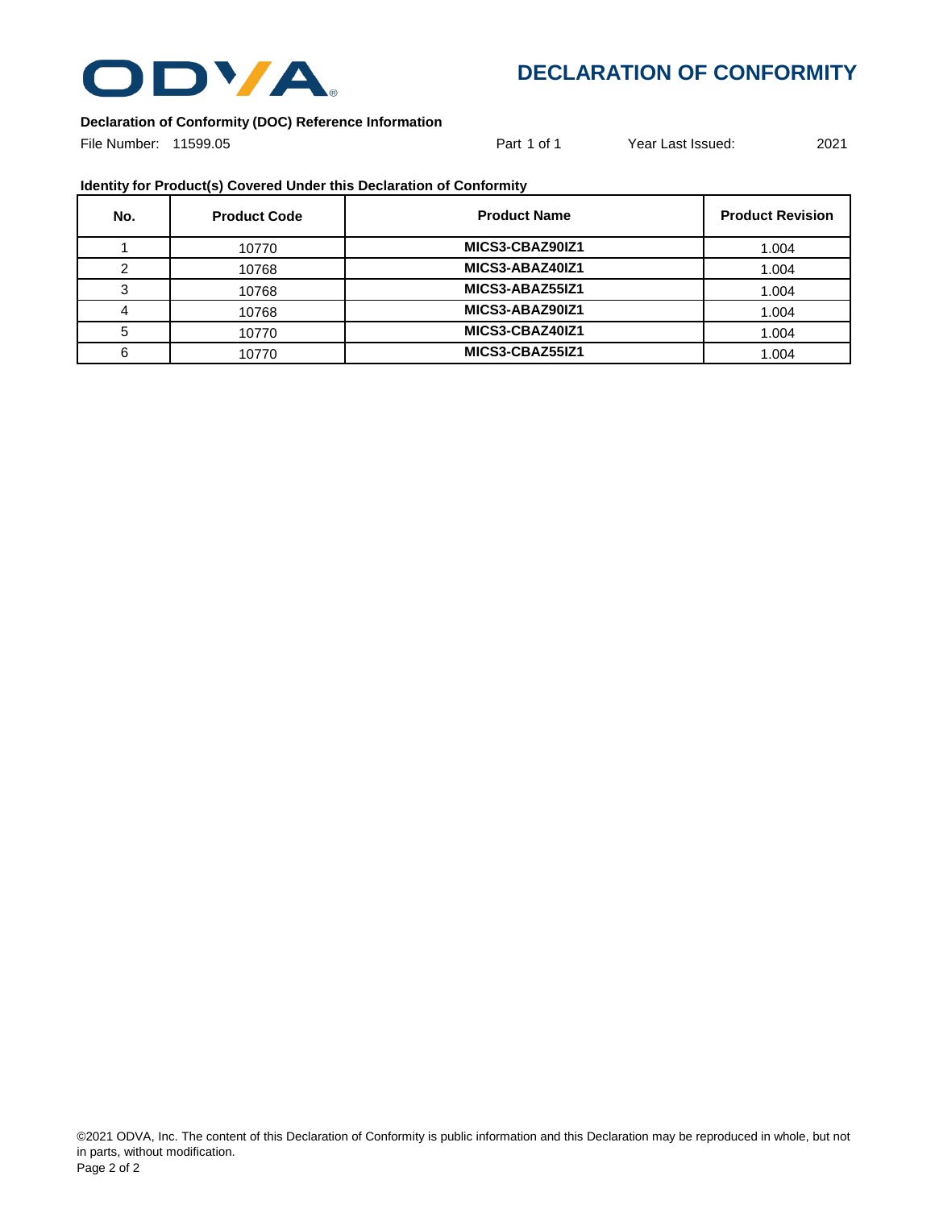# DECLARATION OF CONFORMITY

**Declaration of Conformity (DOC) Reference Information**

File Number: 11599.05 &nbsp;&nbsp;&nbsp; Part 1 of 1 &nbsp;&nbsp;&nbsp; Year Last Issued: 2021

**Identity for Product(s) Covered Under this Declaration of Conformity**

| No. | Product Code | Product Name | Product Revision |
|---|---|---|---|
| 1 | 10770 | **MICS3-CBAZ90IZ1** | 1.004 |
| 2 | 10768 | **MICS3-ABAZ40IZ1** | 1.004 |
| 3 | 10768 | **MICS3-ABAZ55IZ1** | 1.004 |
| 4 | 10768 | **MICS3-ABAZ90IZ1** | 1.004 |
| 5 | 10770 | **MICS3-CBAZ40IZ1** | 1.004 |
| 6 | 10770 | **MICS3-CBAZ55IZ1** | 1.004 |

©2021 ODVA, Inc. The content of this Declaration of Conformity is public information and this Declaration may be reproduced in whole, but not in parts, without modification.